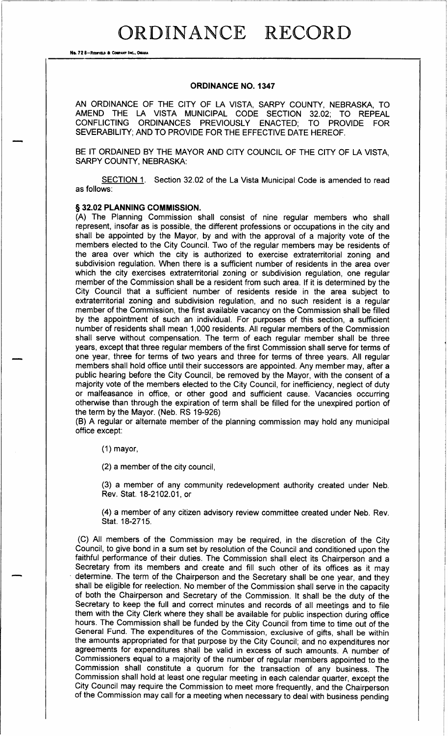# ORDINANCE RECORD

## ORDINANCE NO. 1347

AN ORDINANCE OF THE CITY OF LA VISTA, SARPY COUNTY, NEBRASKA, TO AMEND THE LA VISTA MUNICIPAL CODE SECTION 32.02; TO REPEAL CONFLICTING ORDINANCES PREVIOUSLY ENACTED; TO PROVIDE FOR SEVERABILITY; AND TO PROVIDE FOR THE EFFECTIVE DATE HEREOF.

BE IT ORDAINED BY THE MAYOR AND CITY COUNCIL OF THE CITY OF LA VISTA, SARPY COUNTY, NEBRASKA:

SECTION 1. Section 32.02 of the La Vista Municipal Code is amended to read as follows:

**§ 32.02 PLANNING COMMISSION.**

(A) The Planning Commission shall consist of nine regular members who shall represent, insofar as is possible, the different professions or occupations in the city and shall be appointed by the Mayor, by and with the approval of a majority vote of the members elected to the City Council. Two of the regular members may be residents of the area over which the city is authorized to exercise extraterritorial zoning and subdivision regulation. When there is a sufficient number of residents in the area over which the city exercises extraterritorial zoning or subdivision regulation, one regular member of the Commission shall be a resident from such area. If it is determined by the City Council that a sufficient number of residents reside in the area subject to extraterritorial zoning and subdivision regulation, and no such resident is a regular member of the Commission, the first available vacancy on the Commission shall be filled by the appointment of such an individual. For purposes of this section, a sufficient number of residents shall mean 1,000 residents. All regular members of the Commission shall serve without compensation. The term of each regular member shall be three years, except that three regular members of the first Commission shall serve for terms of one year, three for terms of two years and three for terms of three years. All regular members shall hold office until their successors are appointed. Any member may, after a public hearing before the City Council, be removed by the Mayor, with the consent of a majority vote of the members elected to the City Council, for inefficiency, neglect of duty or malfeasance in office, or other good and sufficient cause. Vacancies occurring otherwise than through the expiration of term shall be filled for the unexpired portion of the term by the Mayor. (Neb. RS 19-926)

(B) A regular or alternate member of the planning commission may hold any municipal office except:

(1) mayor,

(2) a member of the city council,

(3) a member of any community redevelopment authority created under Neb. Rev. Stat. 18-2102.01, or

(4) a member of any citizen advisory review committee created under Neb. Rev. Stat. 18-2715.

(C) All members of the Commission may be required, in the discretion of the City Council, to give bond in a sum set by resolution of the Council and conditioned upon the faithful performance of their duties. The Commission shall elect its Chairperson and a Secretary from its members and create and fill such other of its offices as it may determine. The term of the Chairperson and the Secretary shall be one year, and they shall be eligible for reelection. No member of the Commission shall serve in the capacity of both the Chairperson and Secretary of the Commission. It shall be the duty of the Secretary to keep the full and correct minutes and records of all meetings and to file them with the City Clerk where they shall be available for public inspection during office hours. The Commission shall be funded by the City Council from time to time out of the General Fund. The expenditures of the Commission, exclusive of gifts, shall be within the amounts appropriated for that purpose by the City Council; and no expenditures nor agreements for expenditures shall be valid in excess of such amounts. A number of Commissioners equal to a majority of the number of regular members appointed to the Commission shall constitute a quorum for the transaction of any business. The Commission shall hold at least one regular meeting in each calendar quarter, except the City Council may require the Commission to meet more frequently, and the Chairperson of the Commission may call for a meeting when necessary to deal with business pending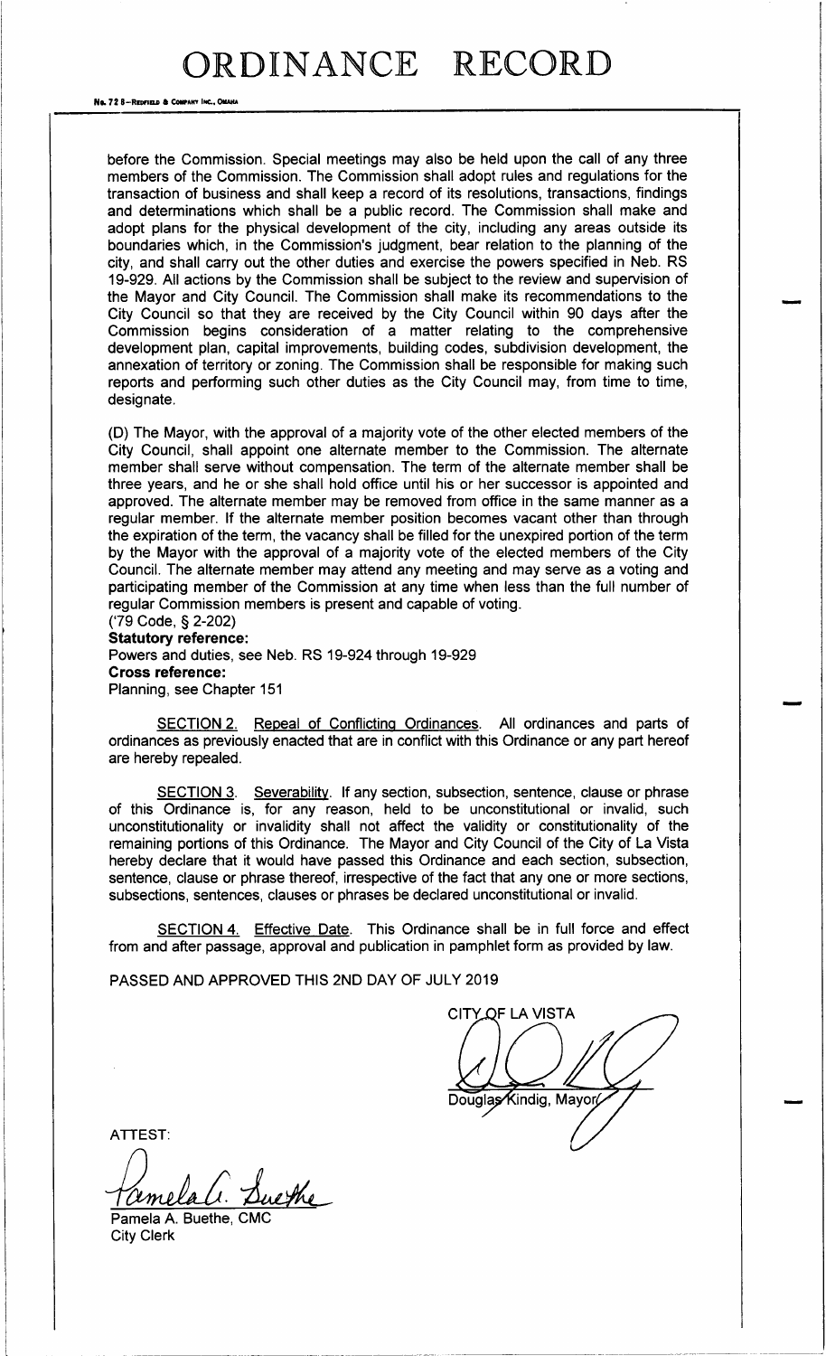before the Commission. Special meetings may also be held upon the call of any three members of the Commission. The Commission shall adopt rules and regulations for the transaction of business and shall keep a record of its resolutions, transactions, findings and determinations which shall be a public record. The Commission shall make and adopt plans for the physical development of the city, including any areas outside its boundaries which, in the Commission's judgment, bear relation to the planning of the city, and shall carry out the other duties and exercise the powers specified in Neb. RS 19-929. All actions by the Commission shall be subject to the review and supervision of the Mayor and City Council. The Commission shall make its recommendations to the City Council so that they are received by the City Council within 90 days after the Commission begins consideration of a matter relating to the comprehensive development plan, capital improvements, building codes, subdivision development, the annexation of territory or zoning. The Commission shall be responsible for making such reports and performing such other duties as the City Council may, from time to time, designate.

(D) The Mayor, with the approval of a majority vote of the other elected members of the City Council, shall appoint one alternate member to the Commission. The alternate member shall serve without compensation. The term of the alternate member shall be three years, and he or she shall hold office until his or her successor is appointed and approved. The alternate member may be removed from office in the same manner as a regular member. If the alternate member position becomes vacant other than through the expiration of the term, the vacancy shall be filled for the unexpired portion of the term by the Mayor with the approval of a majority vote of the elected members of the City Council. The alternate member may attend any meeting and may serve as a voting and participating member of the Commission at any time when less than the full number of regular Commission members is present and capable of voting.
('79 Code, § 2-202)
**Statutory reference:**
Powers and duties, see Neb. RS 19-924 through 19-929
**Cross reference:**
Planning, see Chapter 151

SECTION 2. Repeal of Conflicting Ordinances. All ordinances and parts of ordinances as previously enacted that are in conflict with this Ordinance or any part hereof are hereby repealed.

SECTION 3. Severability. If any section, subsection, sentence, clause or phrase of this Ordinance is, for any reason, held to be unconstitutional or invalid, such unconstitutionality or invalidity shall not affect the validity or constitutionality of the remaining portions of this Ordinance. The Mayor and City Council of the City of La Vista hereby declare that it would have passed this Ordinance and each section, subsection, sentence, clause or phrase thereof, irrespective of the fact that any one or more sections, subsections, sentences, clauses or phrases be declared unconstitutional or invalid.

SECTION 4. Effective Date. This Ordinance shall be in full force and effect from and after passage, approval and publication in pamphlet form as provided by law.

PASSED AND APPROVED THIS 2ND DAY OF JULY 2019

CITY OF LA VISTA

Douglas Kindig, Mayor

ATTEST:

Pamela A. Buethe, CMC
City Clerk